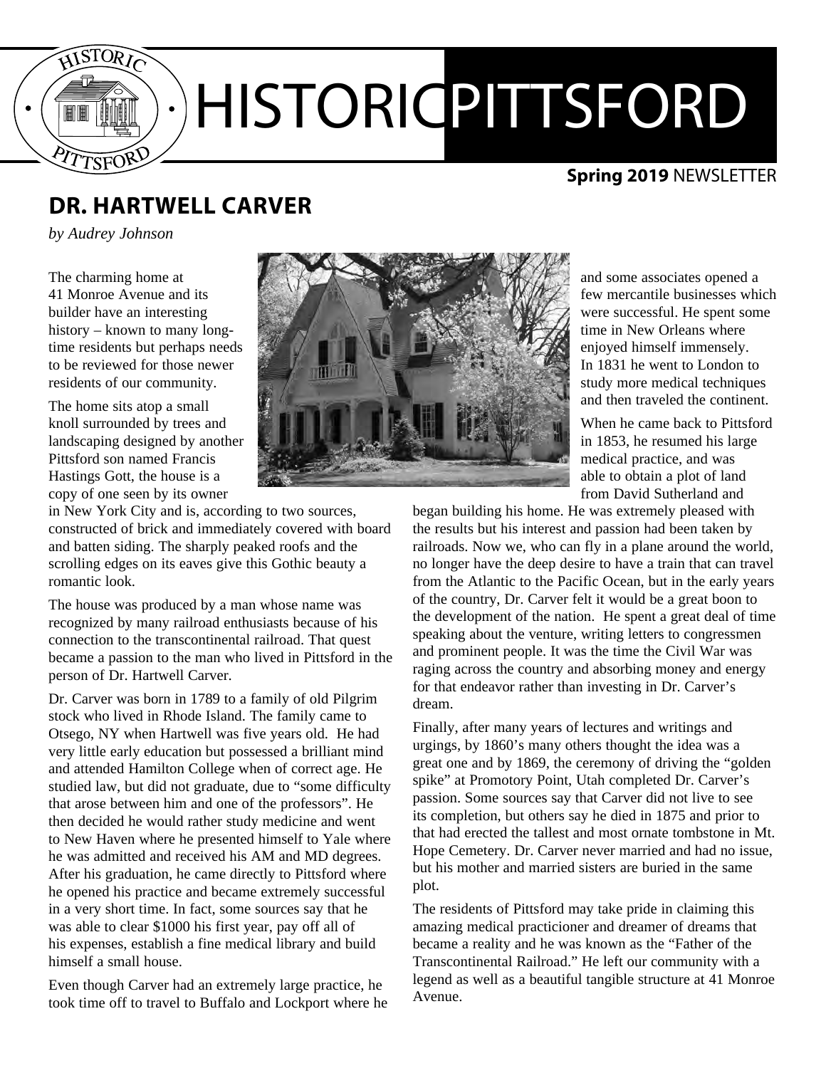# HISTORIC PITTSFORD

**Spring 2019** NEWSLETTER

## DR. HARTWELL CARVER

*by Audrey Johnson*

The charming home at 41 Monroe Avenue and its builder have an interesting history – known to many long-time residents but perhaps needs to be reviewed for those newer residents of our community.

The home sits atop a small knoll surrounded by trees and landscaping designed by another Pittsford son named Francis Hastings Gott, the house is a copy of one seen by its owner in New York City and is, according to two sources, constructed of brick and immediately covered with board and batten siding. The sharply peaked roofs and the scrolling edges on its eaves give this Gothic beauty a romantic look.

The house was produced by a man whose name was recognized by many railroad enthusiasts because of his connection to the transcontinental railroad. That quest became a passion to the man who lived in Pittsford in the person of Dr. Hartwell Carver.

Dr. Carver was born in 1789 to a family of old Pilgrim stock who lived in Rhode Island. The family came to Otsego, NY when Hartwell was five years old. He had very little early education but possessed a brilliant mind and attended Hamilton College when of correct age. He studied law, but did not graduate, due to "some difficulty that arose between him and one of the professors". He then decided he would rather study medicine and went to New Haven where he presented himself to Yale where he was admitted and received his AM and MD degrees. After his graduation, he came directly to Pittsford where he opened his practice and became extremely successful in a very short time. In fact, some sources say that he was able to clear $1000 his first year, pay off all of his expenses, establish a fine medical library and build himself a small house.

Even though Carver had an extremely large practice, he took time off to travel to Buffalo and Lockport where he and some associates opened a few mercantile businesses which were successful. He spent some time in New Orleans where enjoyed himself immensely. In 1831 he went to London to study more medical techniques and then traveled the continent.

When he came back to Pittsford in 1853, he resumed his large medical practice, and was able to obtain a plot of land from David Sutherland and began building his home. He was extremely pleased with the results but his interest and passion had been taken by railroads. Now we, who can fly in a plane around the world, no longer have the deep desire to have a train that can travel from the Atlantic to the Pacific Ocean, but in the early years of the country, Dr. Carver felt it would be a great boon to the development of the nation. He spent a great deal of time speaking about the venture, writing letters to congressmen and prominent people. It was the time the Civil War was raging across the country and absorbing money and energy for that endeavor rather than investing in Dr. Carver's dream.

Finally, after many years of lectures and writings and urgings, by 1860's many others thought the idea was a great one and by 1869, the ceremony of driving the "golden spike" at Promotory Point, Utah completed Dr. Carver's passion. Some sources say that Carver did not live to see its completion, but others say he died in 1875 and prior to that had erected the tallest and most ornate tombstone in Mt. Hope Cemetery. Dr. Carver never married and had no issue, but his mother and married sisters are buried in the same plot.

The residents of Pittsford may take pride in claiming this amazing medical practicioner and dreamer of dreams that became a reality and he was known as the "Father of the Transcontinental Railroad." He left our community with a legend as well as a beautiful tangible structure at 41 Monroe Avenue.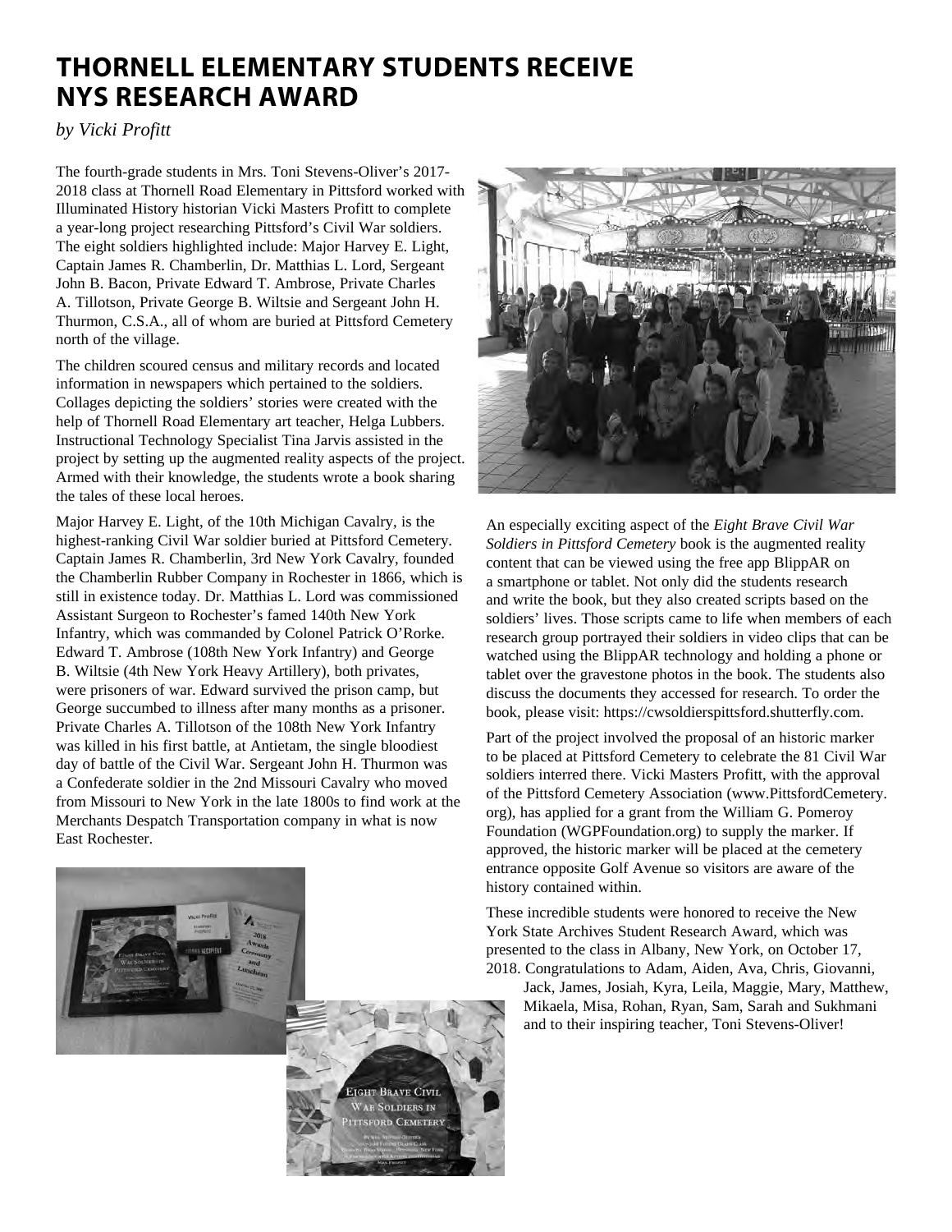# THORNELL ELEMENTARY STUDENTS RECEIVE NYS RESEARCH AWARD

*by Vicki Profitt*

The fourth-grade students in Mrs. Toni Stevens-Oliver's 2017-2018 class at Thornell Road Elementary in Pittsford worked with Illuminated History historian Vicki Masters Profitt to complete a year-long project researching Pittsford's Civil War soldiers. The eight soldiers highlighted include: Major Harvey E. Light, Captain James R. Chamberlin, Dr. Matthias L. Lord, Sergeant John B. Bacon, Private Edward T. Ambrose, Private Charles A. Tillotson, Private George B. Wiltsie and Sergeant John H. Thurmon, C.S.A., all of whom are buried at Pittsford Cemetery north of the village.

The children scoured census and military records and located information in newspapers which pertained to the soldiers. Collages depicting the soldiers' stories were created with the help of Thornell Road Elementary art teacher, Helga Lubbers. Instructional Technology Specialist Tina Jarvis assisted in the project by setting up the augmented reality aspects of the project. Armed with their knowledge, the students wrote a book sharing the tales of these local heroes.

Major Harvey E. Light, of the 10th Michigan Cavalry, is the highest-ranking Civil War soldier buried at Pittsford Cemetery. Captain James R. Chamberlin, 3rd New York Cavalry, founded the Chamberlin Rubber Company in Rochester in 1866, which is still in existence today. Dr. Matthias L. Lord was commissioned Assistant Surgeon to Rochester's famed 140th New York Infantry, which was commanded by Colonel Patrick O'Rorke. Edward T. Ambrose (108th New York Infantry) and George B. Wiltsie (4th New York Heavy Artillery), both privates, were prisoners of war. Edward survived the prison camp, but George succumbed to illness after many months as a prisoner. Private Charles A. Tillotson of the 108th New York Infantry was killed in his first battle, at Antietam, the single bloodiest day of battle of the Civil War. Sergeant John H. Thurmon was a Confederate soldier in the 2nd Missouri Cavalry who moved from Missouri to New York in the late 1800s to find work at the Merchants Despatch Transportation company in what is now East Rochester.

An especially exciting aspect of the *Eight Brave Civil War Soldiers in Pittsford Cemetery* book is the augmented reality content that can be viewed using the free app BlippAR on a smartphone or tablet. Not only did the students research and write the book, but they also created scripts based on the soldiers' lives. Those scripts came to life when members of each research group portrayed their soldiers in video clips that can be watched using the BlippAR technology and holding a phone or tablet over the gravestone photos in the book. The students also discuss the documents they accessed for research. To order the book, please visit: https://cwsoldierspittsford.shutterfly.com.

Part of the project involved the proposal of an historic marker to be placed at Pittsford Cemetery to celebrate the 81 Civil War soldiers interred there. Vicki Masters Profitt, with the approval of the Pittsford Cemetery Association (www.PittsfordCemetery.org), has applied for a grant from the William G. Pomeroy Foundation (WGPFoundation.org) to supply the marker. If approved, the historic marker will be placed at the cemetery entrance opposite Golf Avenue so visitors are aware of the history contained within.

These incredible students were honored to receive the New York State Archives Student Research Award, which was presented to the class in Albany, New York, on October 17, 2018. Congratulations to Adam, Aiden, Ava, Chris, Giovanni, Jack, James, Josiah, Kyra, Leila, Maggie, Mary, Matthew, Mikaela, Misa, Rohan, Ryan, Sam, Sarah and Sukhmani and to their inspiring teacher, Toni Stevens-Oliver!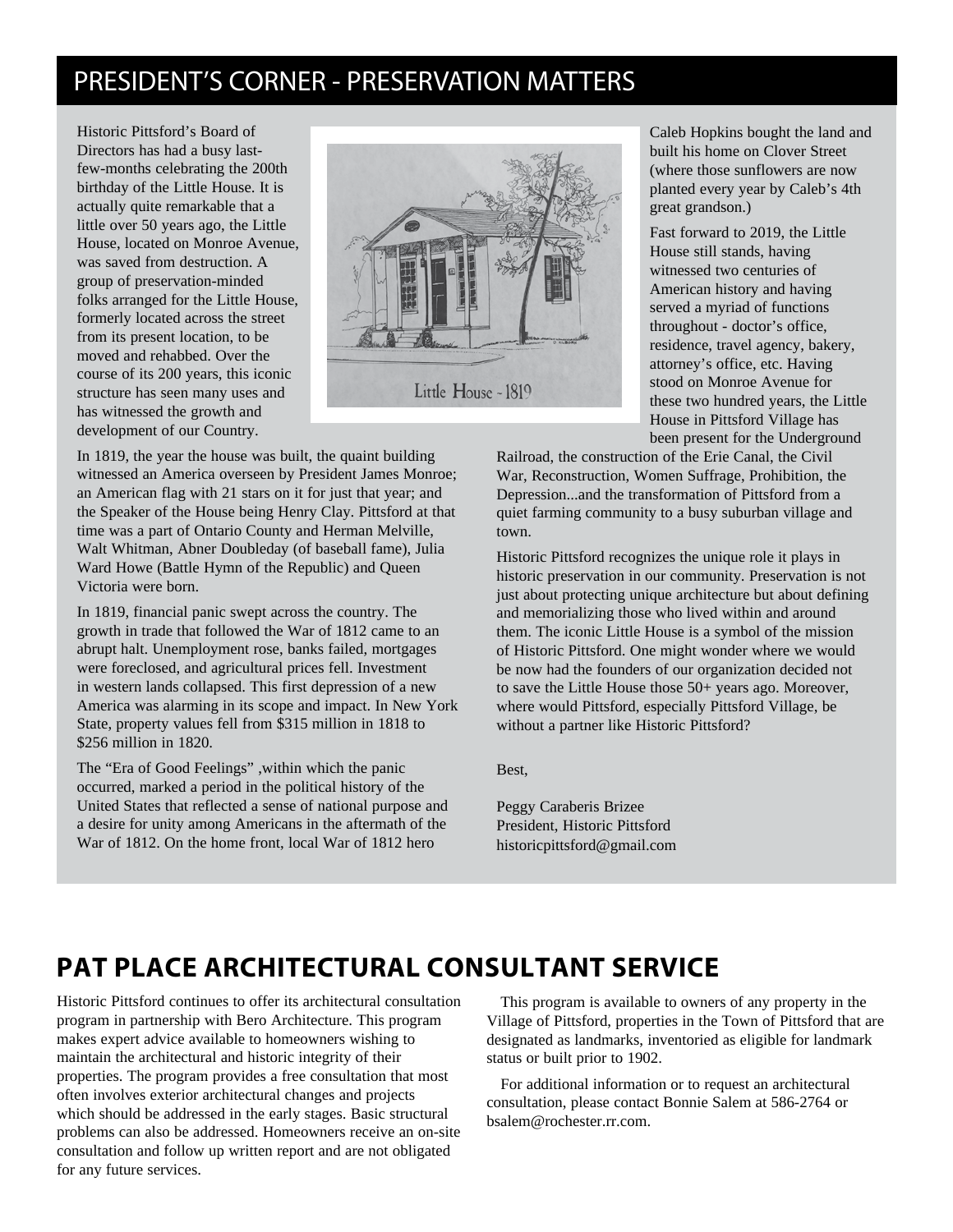## PRESIDENT'S CORNER - PRESERVATION MATTERS

Historic Pittsford's Board of Directors has had a busy last-few-months celebrating the 200th birthday of the Little House. It is actually quite remarkable that a little over 50 years ago, the Little House, located on Monroe Avenue, was saved from destruction. A group of preservation-minded folks arranged for the Little House, formerly located across the street from its present location, to be moved and rehabbed. Over the course of its 200 years, this iconic structure has seen many uses and has witnessed the growth and development of our Country.

Little House - 1819

In 1819, the year the house was built, the quaint building witnessed an America overseen by President James Monroe; an American flag with 21 stars on it for just that year; and the Speaker of the House being Henry Clay. Pittsford at that time was a part of Ontario County and Herman Melville, Walt Whitman, Abner Doubleday (of baseball fame), Julia Ward Howe (Battle Hymn of the Republic) and Queen Victoria were born.

In 1819, financial panic swept across the country. The growth in trade that followed the War of 1812 came to an abrupt halt. Unemployment rose, banks failed, mortgages were foreclosed, and agricultural prices fell. Investment in western lands collapsed. This first depression of a new America was alarming in its scope and impact. In New York State, property values fell from $315 million in 1818 to $256 million in 1820.

The "Era of Good Feelings" ,within which the panic occurred, marked a period in the political history of the United States that reflected a sense of national purpose and a desire for unity among Americans in the aftermath of the War of 1812. On the home front, local War of 1812 hero Caleb Hopkins bought the land and built his home on Clover Street (where those sunflowers are now planted every year by Caleb's 4th great grandson.)

Fast forward to 2019, the Little House still stands, having witnessed two centuries of American history and having served a myriad of functions throughout - doctor's office, residence, travel agency, bakery, attorney's office, etc. Having stood on Monroe Avenue for these two hundred years, the Little House in Pittsford Village has been present for the Underground Railroad, the construction of the Erie Canal, the Civil War, Reconstruction, Women Suffrage, Prohibition, the Depression...and the transformation of Pittsford from a quiet farming community to a busy suburban village and town.

Historic Pittsford recognizes the unique role it plays in historic preservation in our community. Preservation is not just about protecting unique architecture but about defining and memorializing those who lived within and around them. The iconic Little House is a symbol of the mission of Historic Pittsford. One might wonder where we would be now had the founders of our organization decided not to save the Little House those 50+ years ago. Moreover, where would Pittsford, especially Pittsford Village, be without a partner like Historic Pittsford?

Best,

Peggy Caraberis Brizee
President, Historic Pittsford
historicpittsford@gmail.com

## PAT PLACE ARCHITECTURAL CONSULTANT SERVICE

Historic Pittsford continues to offer its architectural consultation program in partnership with Bero Architecture. This program makes expert advice available to homeowners wishing to maintain the architectural and historic integrity of their properties. The program provides a free consultation that most often involves exterior architectural changes and projects which should be addressed in the early stages. Basic structural problems can also be addressed. Homeowners receive an on-site consultation and follow up written report and are not obligated for any future services.

This program is available to owners of any property in the Village of Pittsford, properties in the Town of Pittsford that are designated as landmarks, inventoried as eligible for landmark status or built prior to 1902.

For additional information or to request an architectural consultation, please contact Bonnie Salem at 586-2764 or bsalem@rochester.rr.com.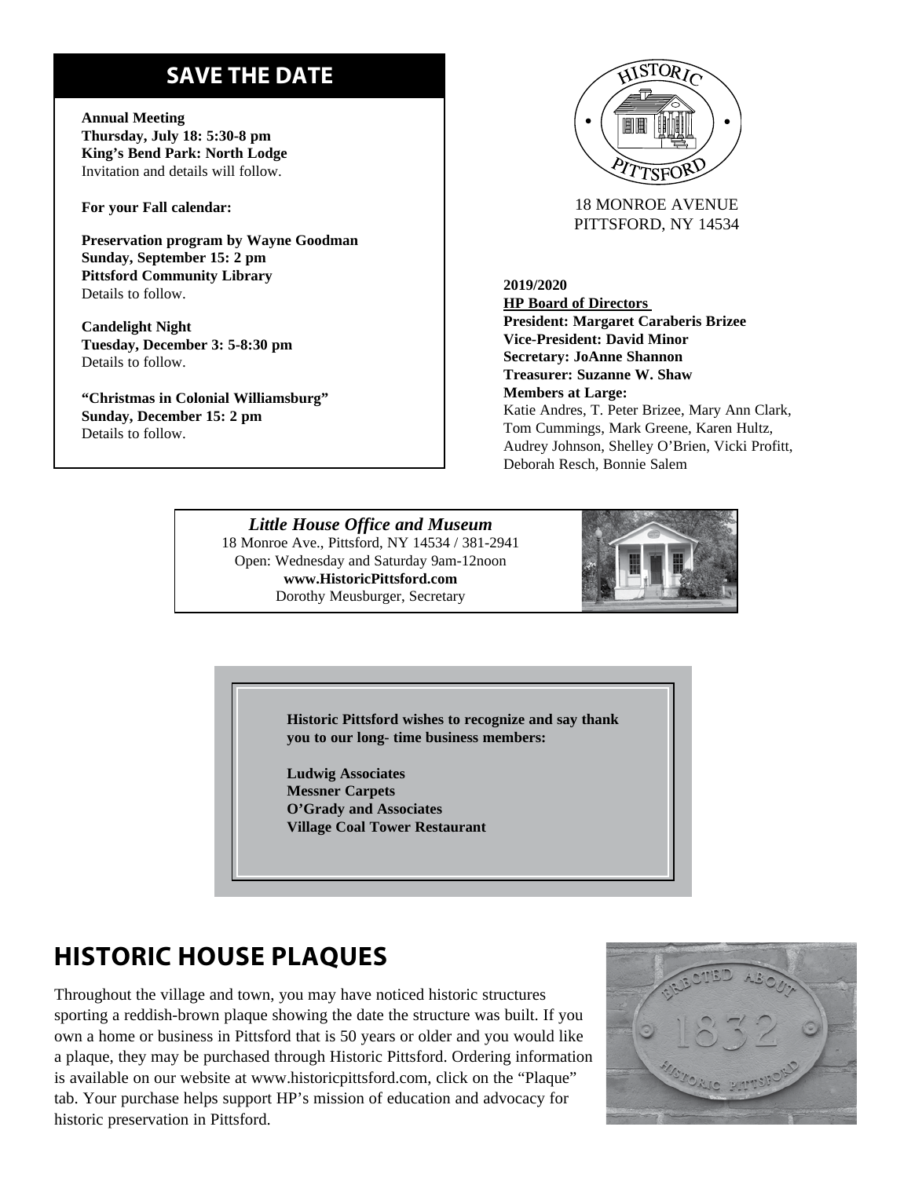## SAVE THE DATE

**Annual Meeting**
**Thursday, July 18: 5:30-8 pm**
**King's Bend Park: North Lodge**
Invitation and details will follow.

**For your Fall calendar:**

**Preservation program by Wayne Goodman**
**Sunday, September 15: 2 pm**
**Pittsford Community Library**
Details to follow.

**Candelight Night**
**Tuesday, December 3: 5-8:30 pm**
Details to follow.

**"Christmas in Colonial Williamsburg"**
**Sunday, December 15: 2 pm**
Details to follow.

HISTORIC PITTSFORD

18 MONROE AVENUE
PITTSFORD, NY 14534

**2019/2020**
**HP Board of Directors**
**President: Margaret Caraberis Brizee**
**Vice-President: David Minor**
**Secretary: JoAnne Shannon**
**Treasurer: Suzanne W. Shaw**
**Members at Large:**
Katie Andres, T. Peter Brizee, Mary Ann Clark, Tom Cummings, Mark Greene, Karen Hultz, Audrey Johnson, Shelley O'Brien, Vicki Profitt, Deborah Resch, Bonnie Salem

***Little House Office and Museum***
18 Monroe Ave., Pittsford, NY 14534 / 381-2941
Open: Wednesday and Saturday 9am-12noon
**www.HistoricPittsford.com**
Dorothy Meusburger, Secretary

**Historic Pittsford wishes to recognize and say thank you to our long- time business members:**

**Ludwig Associates**
**Messner Carpets**
**O'Grady and Associates**
**Village Coal Tower Restaurant**

## HISTORIC HOUSE PLAQUES

Throughout the village and town, you may have noticed historic structures sporting a reddish-brown plaque showing the date the structure was built. If you own a home or business in Pittsford that is 50 years or older and you would like a plaque, they may be purchased through Historic Pittsford. Ordering information is available on our website at www.historicpittsford.com, click on the "Plaque" tab. Your purchase helps support HP's mission of education and advocacy for historic preservation in Pittsford.